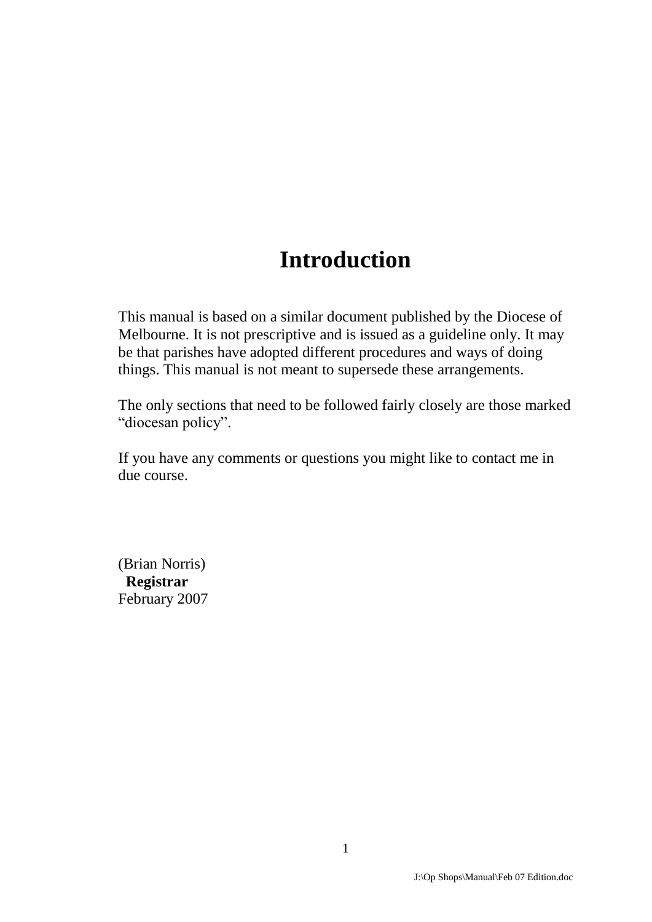# Introduction

This manual is based on a similar document published by the Diocese of Melbourne. It is not prescriptive and is issued as a guideline only. It may be that parishes have adopted different procedures and ways of doing things. This manual is not meant to supersede these arrangements.

The only sections that need to be followed fairly closely are those marked "diocesan policy".

If you have any comments or questions you might like to contact me in due course.

(Brian Norris)
**Registrar**
February 2007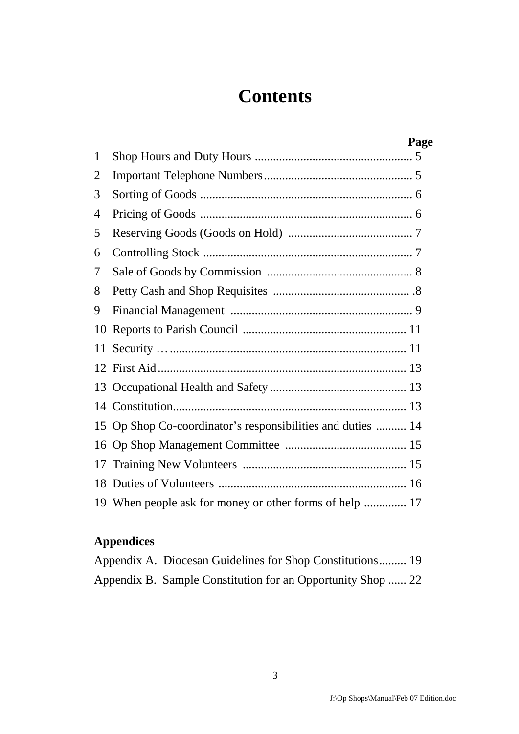# Contents

| | | Page |
|---|---|---|
| 1 | Shop Hours and Duty Hours | 5 |
| 2 | Important Telephone Numbers | 5 |
| 3 | Sorting of Goods | 6 |
| 4 | Pricing of Goods | 6 |
| 5 | Reserving Goods (Goods on Hold) | 7 |
| 6 | Controlling Stock | 7 |
| 7 | Sale of Goods by Commission | 8 |
| 8 | Petty Cash and Shop Requisites | 8 |
| 9 | Financial Management | 9 |
| 10 | Reports to Parish Council | 11 |
| 11 | Security … | 11 |
| 12 | First Aid | 13 |
| 13 | Occupational Health and Safety | 13 |
| 14 | Constitution | 13 |
| 15 | Op Shop Co-coordinator's responsibilities and duties | 14 |
| 16 | Op Shop Management Committee | 15 |
| 17 | Training New Volunteers | 15 |
| 18 | Duties of Volunteers | 16 |
| 19 | When people ask for money or other forms of help | 17 |

**Appendices**

| | |
|---|---|
| Appendix A. Diocesan Guidelines for Shop Constitutions | 19 |
| Appendix B. Sample Constitution for an Opportunity Shop | 22 |

J:\Op Shops\Manual\Feb 07 Edition.doc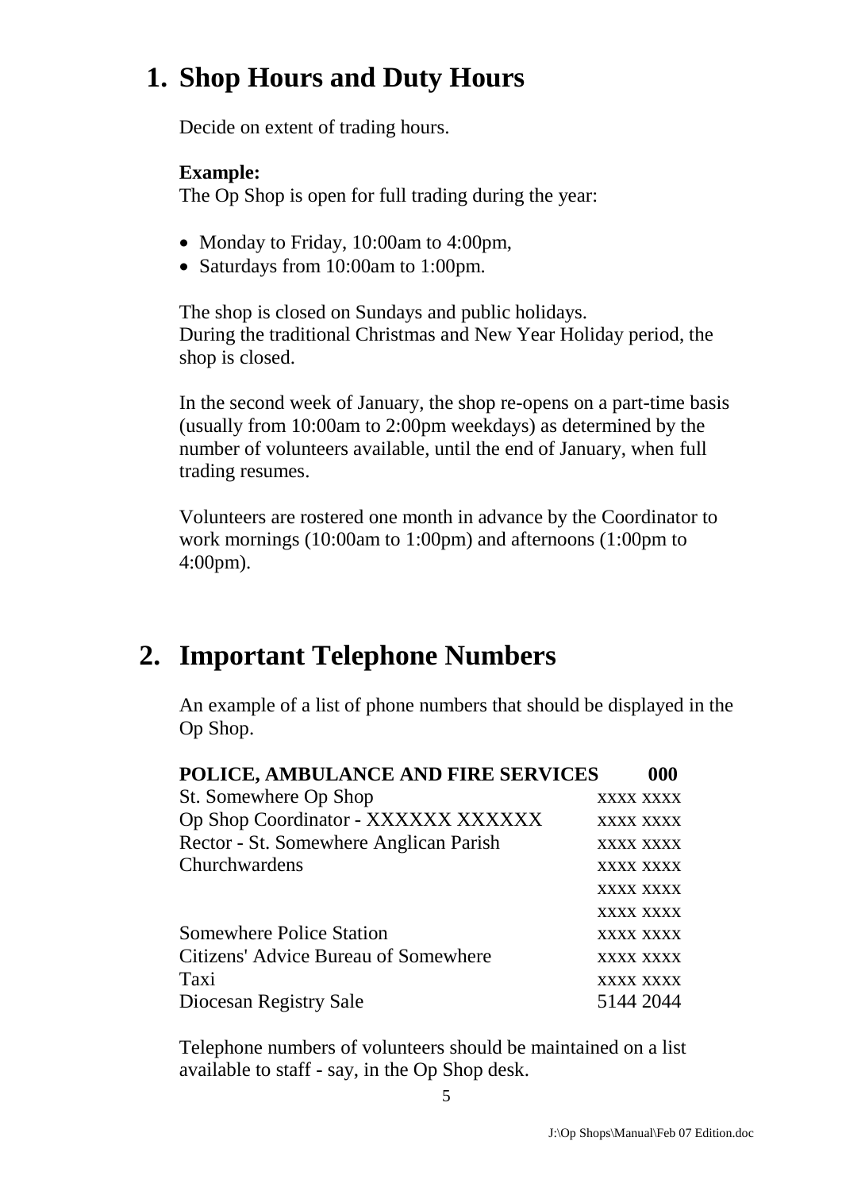# 1. Shop Hours and Duty Hours

Decide on extent of trading hours.

**Example:**
The Op Shop is open for full trading during the year:

- Monday to Friday, 10:00am to 4:00pm,
- Saturdays from 10:00am to 1:00pm.

The shop is closed on Sundays and public holidays.
During the traditional Christmas and New Year Holiday period, the shop is closed.

In the second week of January, the shop re-opens on a part-time basis (usually from 10:00am to 2:00pm weekdays) as determined by the number of volunteers available, until the end of January, when full trading resumes.

Volunteers are rostered one month in advance by the Coordinator to work mornings (10:00am to 1:00pm) and afternoons (1:00pm to 4:00pm).

# 2. Important Telephone Numbers

An example of a list of phone numbers that should be displayed in the Op Shop.

| **POLICE, AMBULANCE AND FIRE SERVICES** | **000** |
|---|---|
| St. Somewhere Op Shop | xxxx xxxx |
| Op Shop Coordinator - XXXXXX XXXXXX | xxxx xxxx |
| Rector - St. Somewhere Anglican Parish | xxxx xxxx |
| Churchwardens | xxxx xxxx |
| | xxxx xxxx |
| | xxxx xxxx |
| Somewhere Police Station | xxxx xxxx |
| Citizens' Advice Bureau of Somewhere | xxxx xxxx |
| Taxi | xxxx xxxx |
| Diocesan Registry Sale | 5144 2044 |

Telephone numbers of volunteers should be maintained on a list available to staff - say, in the Op Shop desk.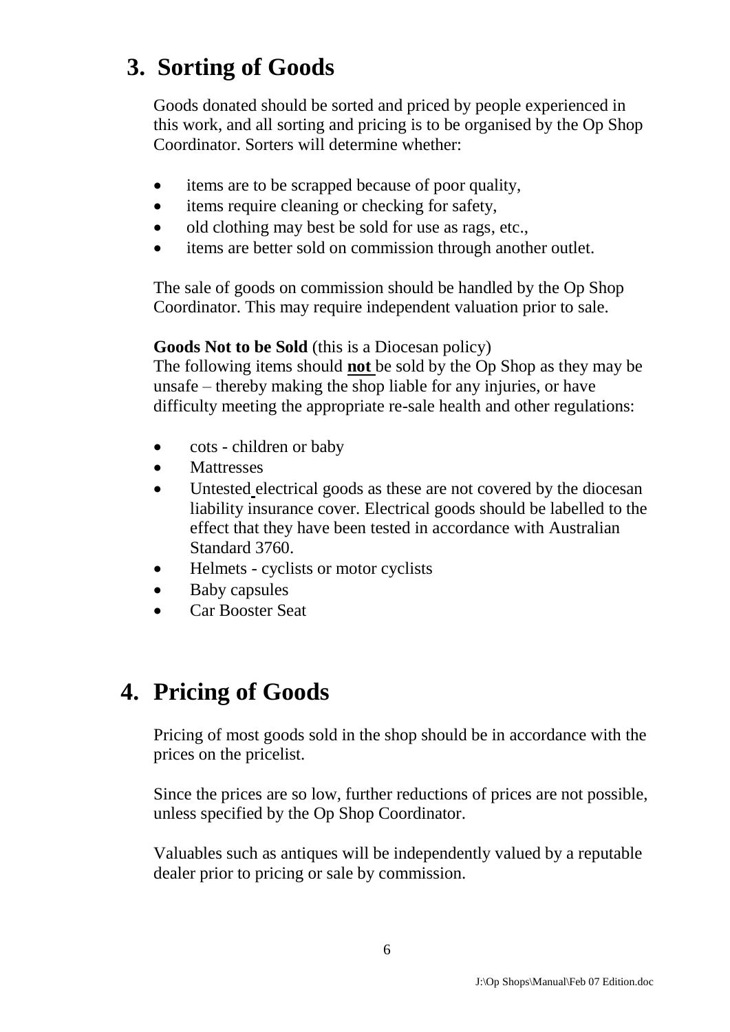# 3. Sorting of Goods

Goods donated should be sorted and priced by people experienced in this work, and all sorting and pricing is to be organised by the Op Shop Coordinator. Sorters will determine whether:

- items are to be scrapped because of poor quality,
- items require cleaning or checking for safety,
- old clothing may best be sold for use as rags, etc.,
- items are better sold on commission through another outlet.

The sale of goods on commission should be handled by the Op Shop Coordinator. This may require independent valuation prior to sale.

**Goods Not to be Sold** (this is a Diocesan policy)
The following items should **not** be sold by the Op Shop as they may be unsafe – thereby making the shop liable for any injuries, or have difficulty meeting the appropriate re-sale health and other regulations:

- cots - children or baby
- Mattresses
- Untested electrical goods as these are not covered by the diocesan liability insurance cover. Electrical goods should be labelled to the effect that they have been tested in accordance with Australian Standard 3760.
- Helmets - cyclists or motor cyclists
- Baby capsules
- Car Booster Seat

# 4. Pricing of Goods

Pricing of most goods sold in the shop should be in accordance with the prices on the pricelist.

Since the prices are so low, further reductions of prices are not possible, unless specified by the Op Shop Coordinator.

Valuables such as antiques will be independently valued by a reputable dealer prior to pricing or sale by commission.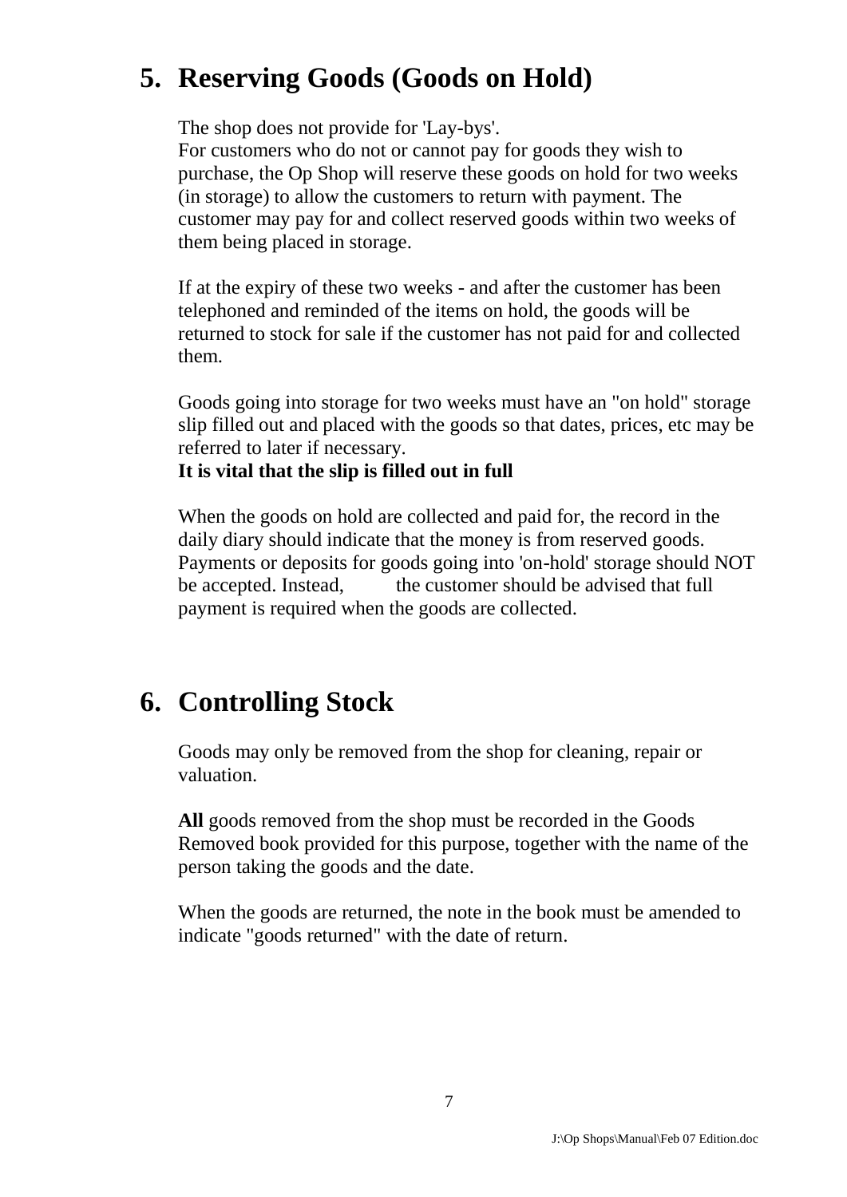## 5. Reserving Goods (Goods on Hold)

The shop does not provide for 'Lay-bys'.
For customers who do not or cannot pay for goods they wish to purchase, the Op Shop will reserve these goods on hold for two weeks (in storage) to allow the customers to return with payment. The customer may pay for and collect reserved goods within two weeks of them being placed in storage.

If at the expiry of these two weeks - and after the customer has been telephoned and reminded of the items on hold, the goods will be returned to stock for sale if the customer has not paid for and collected them.

Goods going into storage for two weeks must have an "on hold" storage slip filled out and placed with the goods so that dates, prices, etc may be referred to later if necessary.
**It is vital that the slip is filled out in full**

When the goods on hold are collected and paid for, the record in the daily diary should indicate that the money is from reserved goods. Payments or deposits for goods going into 'on-hold' storage should NOT be accepted. Instead, the customer should be advised that full payment is required when the goods are collected.

## 6. Controlling Stock

Goods may only be removed from the shop for cleaning, repair or valuation.

**All** goods removed from the shop must be recorded in the Goods Removed book provided for this purpose, together with the name of the person taking the goods and the date.

When the goods are returned, the note in the book must be amended to indicate "goods returned" with the date of return.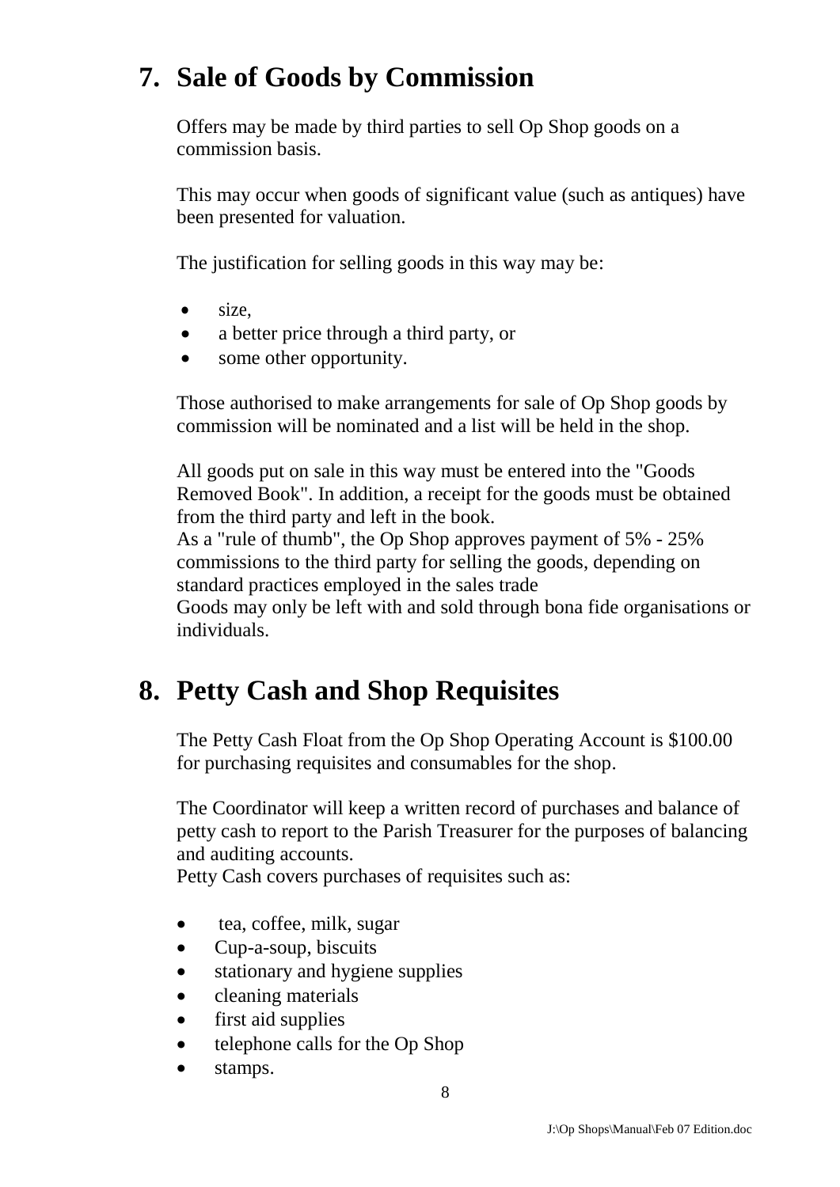## 7. Sale of Goods by Commission

Offers may be made by third parties to sell Op Shop goods on a commission basis.

This may occur when goods of significant value (such as antiques) have been presented for valuation.

The justification for selling goods in this way may be:

- size,
- a better price through a third party, or
- some other opportunity.

Those authorised to make arrangements for sale of Op Shop goods by commission will be nominated and a list will be held in the shop.

All goods put on sale in this way must be entered into the "Goods Removed Book". In addition, a receipt for the goods must be obtained from the third party and left in the book.
As a "rule of thumb", the Op Shop approves payment of 5% - 25% commissions to the third party for selling the goods, depending on standard practices employed in the sales trade
Goods may only be left with and sold through bona fide organisations or individuals.

## 8. Petty Cash and Shop Requisites

The Petty Cash Float from the Op Shop Operating Account is $100.00 for purchasing requisites and consumables for the shop.

The Coordinator will keep a written record of purchases and balance of petty cash to report to the Parish Treasurer for the purposes of balancing and auditing accounts.
Petty Cash covers purchases of requisites such as:

- tea, coffee, milk, sugar
- Cup-a-soup, biscuits
- stationary and hygiene supplies
- cleaning materials
- first aid supplies
- telephone calls for the Op Shop
- stamps.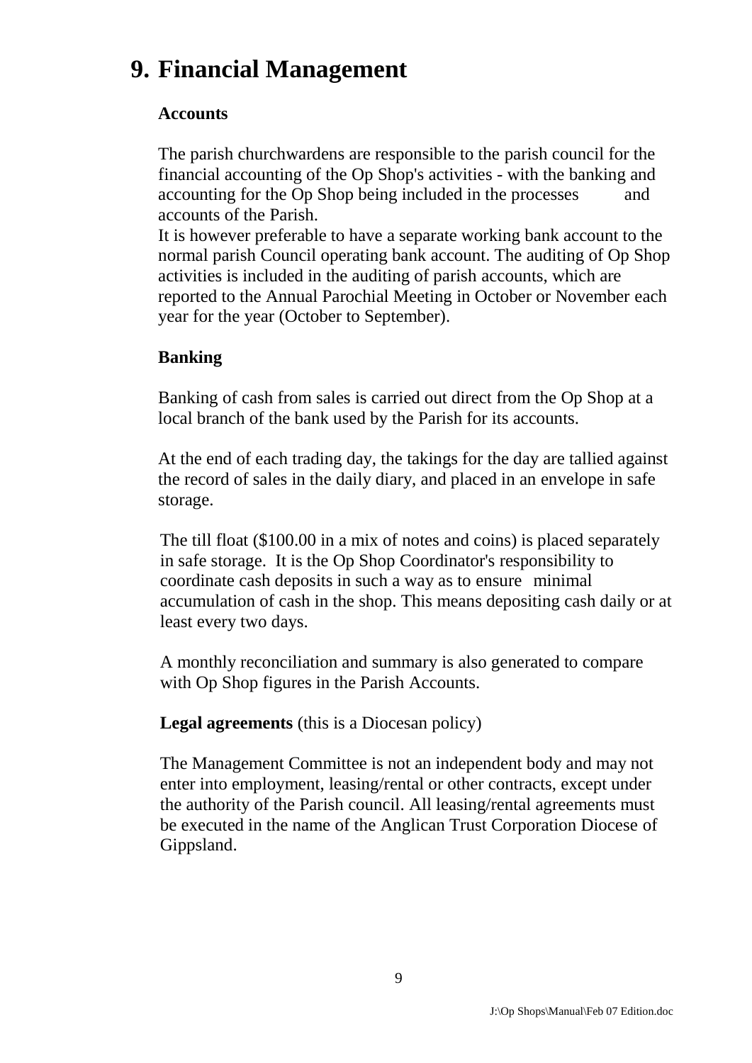# 9. Financial Management

**Accounts**

The parish churchwardens are responsible to the parish council for the financial accounting of the Op Shop's activities - with the banking and accounting for the Op Shop being included in the processes and accounts of the Parish.
It is however preferable to have a separate working bank account to the normal parish Council operating bank account. The auditing of Op Shop activities is included in the auditing of parish accounts, which are reported to the Annual Parochial Meeting in October or November each year for the year (October to September).

**Banking**

Banking of cash from sales is carried out direct from the Op Shop at a local branch of the bank used by the Parish for its accounts.

At the end of each trading day, the takings for the day are tallied against the record of sales in the daily diary, and placed in an envelope in safe storage.

The till float ($100.00 in a mix of notes and coins) is placed separately in safe storage. It is the Op Shop Coordinator's responsibility to coordinate cash deposits in such a way as to ensure minimal accumulation of cash in the shop. This means depositing cash daily or at least every two days.

A monthly reconciliation and summary is also generated to compare with Op Shop figures in the Parish Accounts.

**Legal agreements** (this is a Diocesan policy)

The Management Committee is not an independent body and may not enter into employment, leasing/rental or other contracts, except under the authority of the Parish council. All leasing/rental agreements must be executed in the name of the Anglican Trust Corporation Diocese of Gippsland.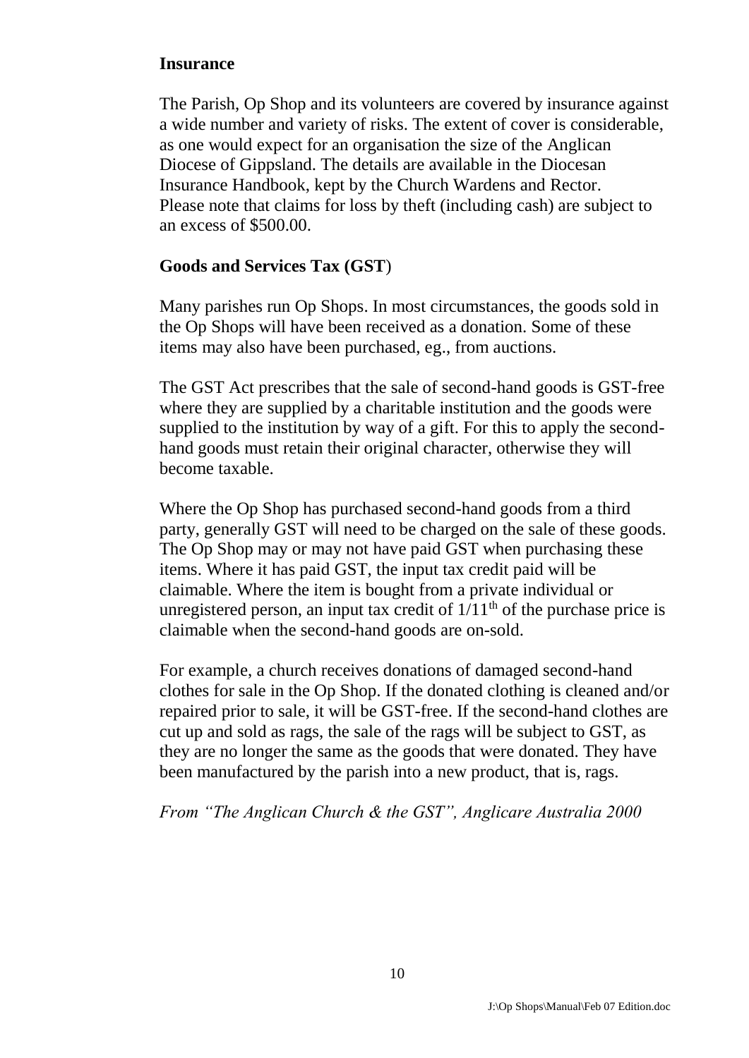## Insurance

The Parish, Op Shop and its volunteers are covered by insurance against a wide number and variety of risks. The extent of cover is considerable, as one would expect for an organisation the size of the Anglican Diocese of Gippsland. The details are available in the Diocesan Insurance Handbook, kept by the Church Wardens and Rector. Please note that claims for loss by theft (including cash) are subject to an excess of $500.00.

## Goods and Services Tax (GST)

Many parishes run Op Shops. In most circumstances, the goods sold in the Op Shops will have been received as a donation. Some of these items may also have been purchased, eg., from auctions.

The GST Act prescribes that the sale of second-hand goods is GST-free where they are supplied by a charitable institution and the goods were supplied to the institution by way of a gift. For this to apply the second-hand goods must retain their original character, otherwise they will become taxable.

Where the Op Shop has purchased second-hand goods from a third party, generally GST will need to be charged on the sale of these goods. The Op Shop may or may not have paid GST when purchasing these items. Where it has paid GST, the input tax credit paid will be claimable. Where the item is bought from a private individual or unregistered person, an input tax credit of $1/11^{th}$ of the purchase price is claimable when the second-hand goods are on-sold.

For example, a church receives donations of damaged second-hand clothes for sale in the Op Shop. If the donated clothing is cleaned and/or repaired prior to sale, it will be GST-free. If the second-hand clothes are cut up and sold as rags, the sale of the rags will be subject to GST, as they are no longer the same as the goods that were donated. They have been manufactured by the parish into a new product, that is, rags.

*From "The Anglican Church & the GST", Anglicare Australia 2000*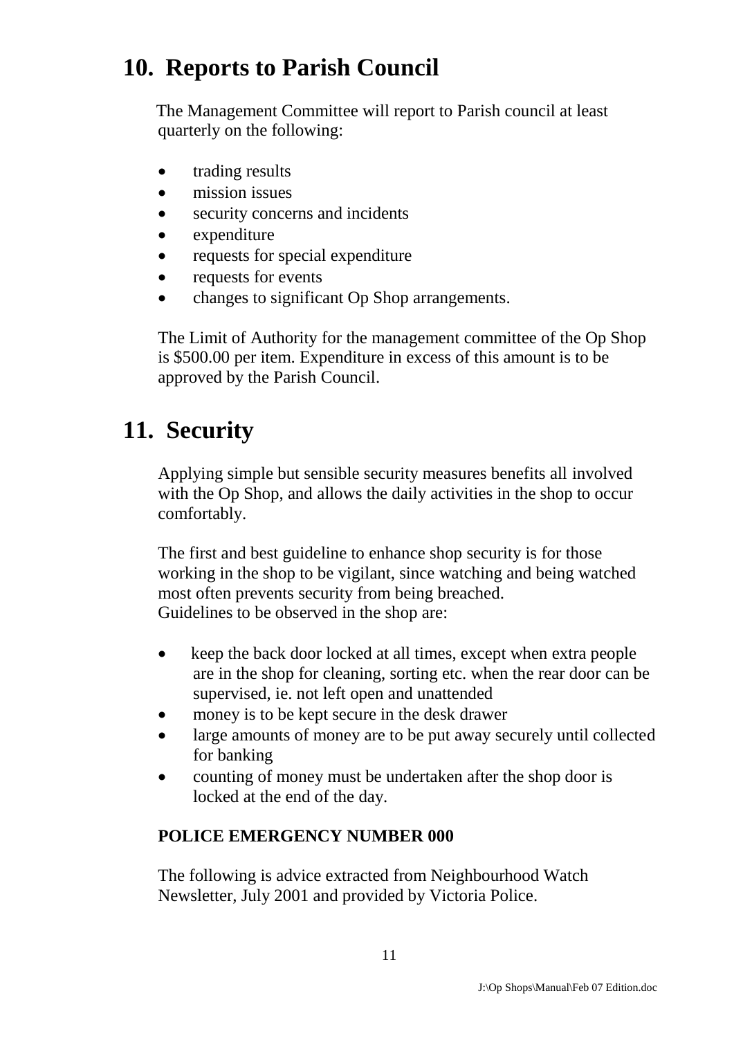## 10. Reports to Parish Council

The Management Committee will report to Parish council at least quarterly on the following:

- trading results
- mission issues
- security concerns and incidents
- expenditure
- requests for special expenditure
- requests for events
- changes to significant Op Shop arrangements.

The Limit of Authority for the management committee of the Op Shop is $500.00 per item. Expenditure in excess of this amount is to be approved by the Parish Council.

## 11. Security

Applying simple but sensible security measures benefits all involved with the Op Shop, and allows the daily activities in the shop to occur comfortably.

The first and best guideline to enhance shop security is for those working in the shop to be vigilant, since watching and being watched most often prevents security from being breached.
Guidelines to be observed in the shop are:

- keep the back door locked at all times, except when extra people are in the shop for cleaning, sorting etc. when the rear door can be supervised, ie. not left open and unattended
- money is to be kept secure in the desk drawer
- large amounts of money are to be put away securely until collected for banking
- counting of money must be undertaken after the shop door is locked at the end of the day.

**POLICE EMERGENCY NUMBER 000**

The following is advice extracted from Neighbourhood Watch Newsletter, July 2001 and provided by Victoria Police.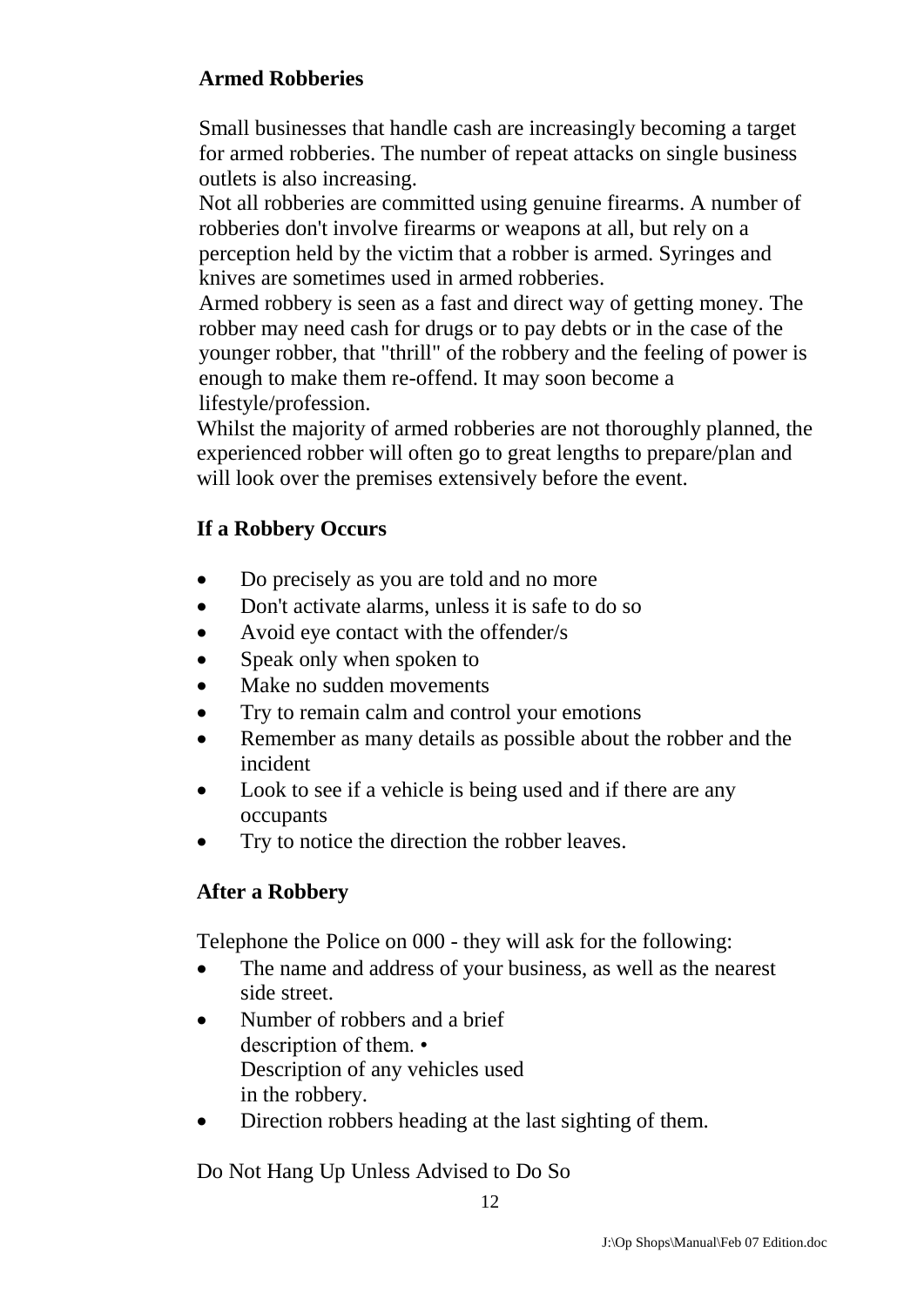## Armed Robberies

Small businesses that handle cash are increasingly becoming a target for armed robberies. The number of repeat attacks on single business outlets is also increasing.

Not all robberies are committed using genuine firearms. A number of robberies don't involve firearms or weapons at all, but rely on a perception held by the victim that a robber is armed. Syringes and knives are sometimes used in armed robberies.

Armed robbery is seen as a fast and direct way of getting money. The robber may need cash for drugs or to pay debts or in the case of the younger robber, that "thrill" of the robbery and the feeling of power is enough to make them re-offend. It may soon become a lifestyle/profession.

Whilst the majority of armed robberies are not thoroughly planned, the experienced robber will often go to great lengths to prepare/plan and will look over the premises extensively before the event.

## If a Robbery Occurs

- Do precisely as you are told and no more
- Don't activate alarms, unless it is safe to do so
- Avoid eye contact with the offender/s
- Speak only when spoken to
- Make no sudden movements
- Try to remain calm and control your emotions
- Remember as many details as possible about the robber and the incident
- Look to see if a vehicle is being used and if there are any occupants
- Try to notice the direction the robber leaves.

## After a Robbery

Telephone the Police on 000 - they will ask for the following:

- The name and address of your business, as well as the nearest side street.
- Number of robbers and a brief description of them. • Description of any vehicles used in the robbery.
- Direction robbers heading at the last sighting of them.

Do Not Hang Up Unless Advised to Do So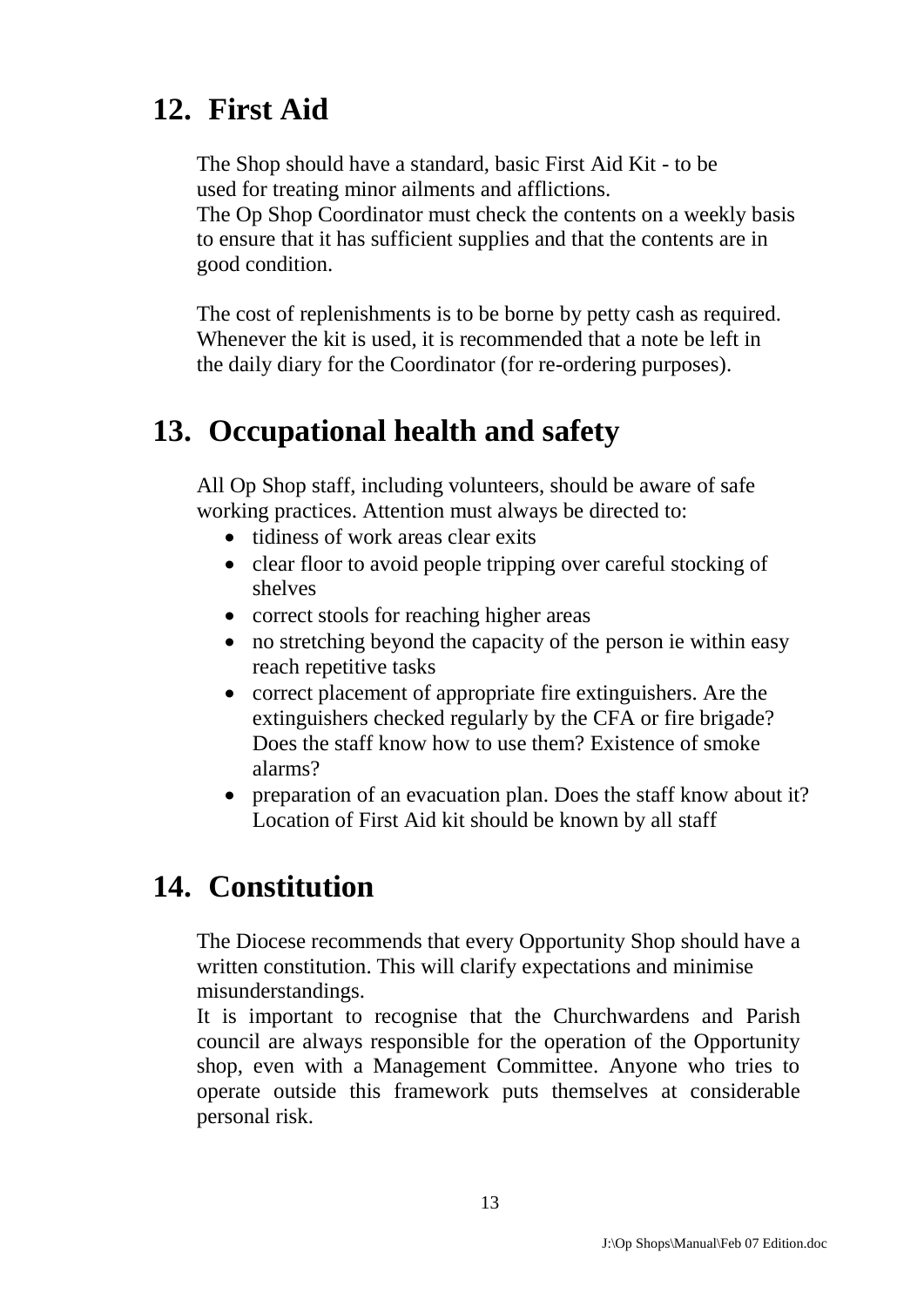## 12. First Aid

The Shop should have a standard, basic First Aid Kit - to be used for treating minor ailments and afflictions.
The Op Shop Coordinator must check the contents on a weekly basis to ensure that it has sufficient supplies and that the contents are in good condition.

The cost of replenishments is to be borne by petty cash as required. Whenever the kit is used, it is recommended that a note be left in the daily diary for the Coordinator (for re-ordering purposes).

## 13. Occupational health and safety

All Op Shop staff, including volunteers, should be aware of safe working practices. Attention must always be directed to:

- tidiness of work areas clear exits
- clear floor to avoid people tripping over careful stocking of shelves
- correct stools for reaching higher areas
- no stretching beyond the capacity of the person ie within easy reach repetitive tasks
- correct placement of appropriate fire extinguishers. Are the extinguishers checked regularly by the CFA or fire brigade? Does the staff know how to use them? Existence of smoke alarms?
- preparation of an evacuation plan. Does the staff know about it? Location of First Aid kit should be known by all staff

## 14. Constitution

The Diocese recommends that every Opportunity Shop should have a written constitution. This will clarify expectations and minimise misunderstandings.
It is important to recognise that the Churchwardens and Parish council are always responsible for the operation of the Opportunity shop, even with a Management Committee. Anyone who tries to operate outside this framework puts themselves at considerable personal risk.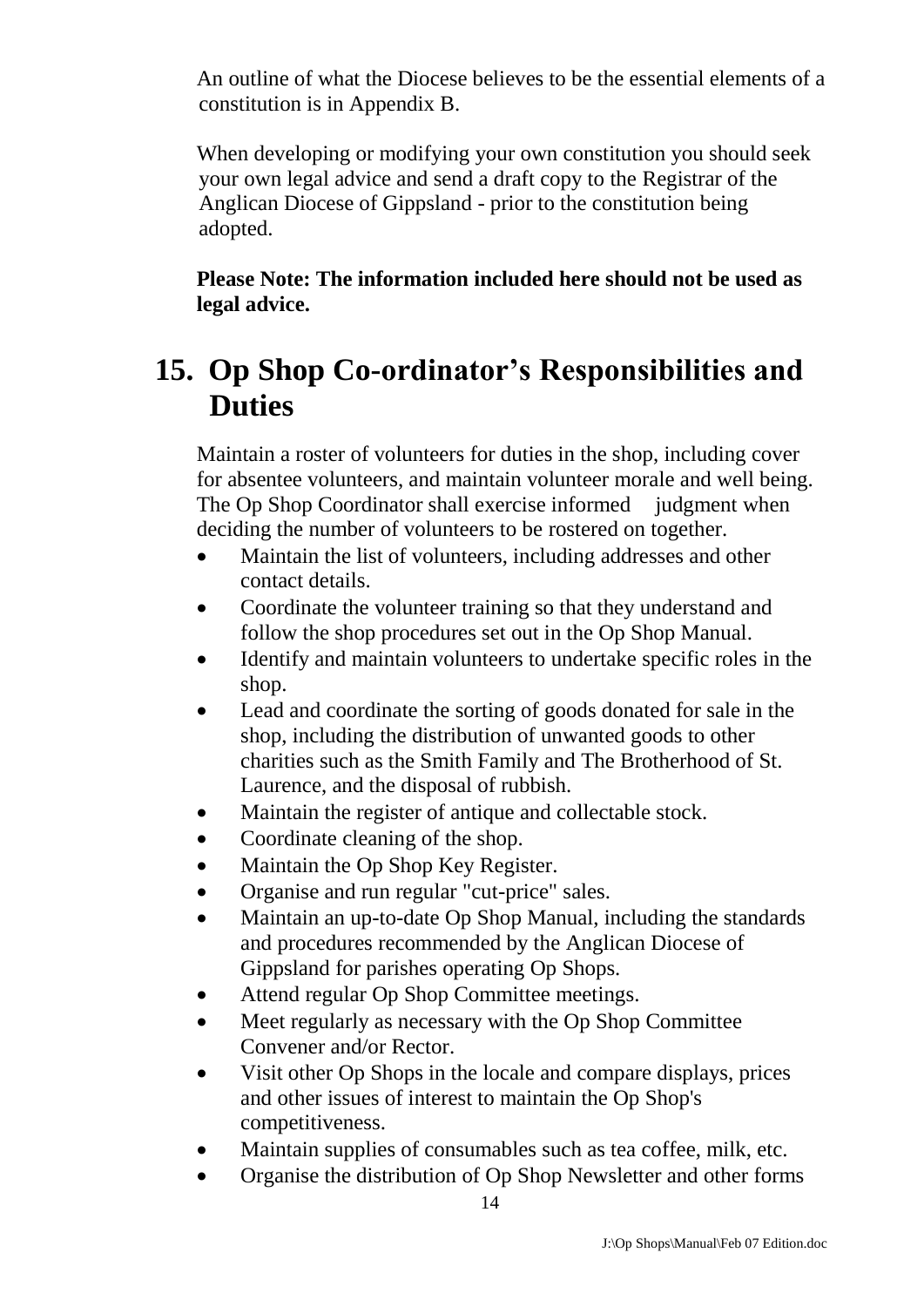An outline of what the Diocese believes to be the essential elements of a constitution is in Appendix B.

When developing or modifying your own constitution you should seek your own legal advice and send a draft copy to the Registrar of the Anglican Diocese of Gippsland - prior to the constitution being adopted.

**Please Note: The information included here should not be used as legal advice.**

# 15. Op Shop Co-ordinator's Responsibilities and Duties

Maintain a roster of volunteers for duties in the shop, including cover for absentee volunteers, and maintain volunteer morale and well being. The Op Shop Coordinator shall exercise informed judgment when deciding the number of volunteers to be rostered on together.

- Maintain the list of volunteers, including addresses and other contact details.
- Coordinate the volunteer training so that they understand and follow the shop procedures set out in the Op Shop Manual.
- Identify and maintain volunteers to undertake specific roles in the shop.
- Lead and coordinate the sorting of goods donated for sale in the shop, including the distribution of unwanted goods to other charities such as the Smith Family and The Brotherhood of St. Laurence, and the disposal of rubbish.
- Maintain the register of antique and collectable stock.
- Coordinate cleaning of the shop.
- Maintain the Op Shop Key Register.
- Organise and run regular "cut-price" sales.
- Maintain an up-to-date Op Shop Manual, including the standards and procedures recommended by the Anglican Diocese of Gippsland for parishes operating Op Shops.
- Attend regular Op Shop Committee meetings.
- Meet regularly as necessary with the Op Shop Committee Convener and/or Rector.
- Visit other Op Shops in the locale and compare displays, prices and other issues of interest to maintain the Op Shop's competitiveness.
- Maintain supplies of consumables such as tea coffee, milk, etc.
- Organise the distribution of Op Shop Newsletter and other forms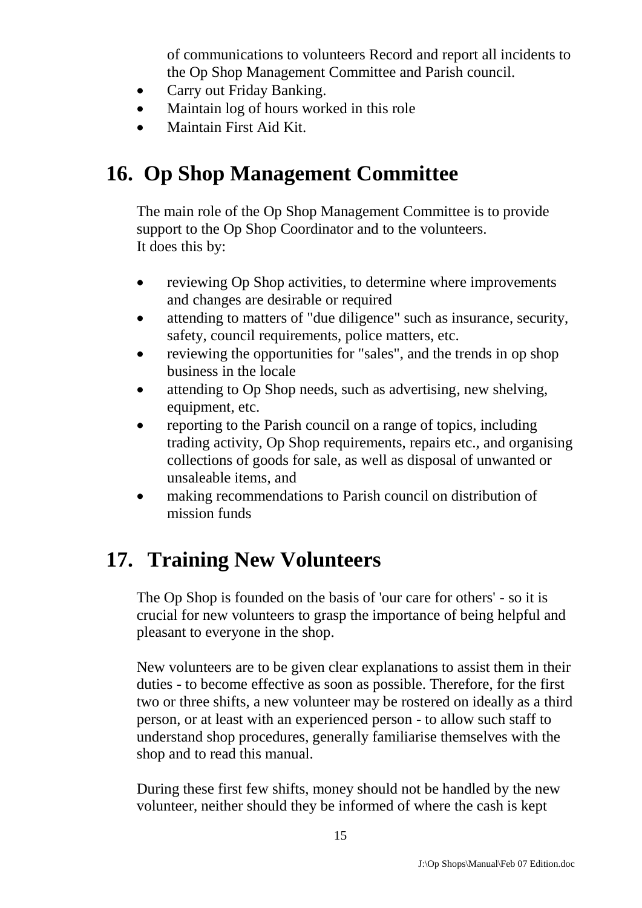of communications to volunteers Record and report all incidents to the Op Shop Management Committee and Parish council.

- Carry out Friday Banking.
- Maintain log of hours worked in this role
- Maintain First Aid Kit.

## 16. Op Shop Management Committee

The main role of the Op Shop Management Committee is to provide support to the Op Shop Coordinator and to the volunteers.
It does this by:

- reviewing Op Shop activities, to determine where improvements and changes are desirable or required
- attending to matters of "due diligence" such as insurance, security, safety, council requirements, police matters, etc.
- reviewing the opportunities for "sales", and the trends in op shop business in the locale
- attending to Op Shop needs, such as advertising, new shelving, equipment, etc.
- reporting to the Parish council on a range of topics, including trading activity, Op Shop requirements, repairs etc., and organising collections of goods for sale, as well as disposal of unwanted or unsaleable items, and
- making recommendations to Parish council on distribution of mission funds

## 17. Training New Volunteers

The Op Shop is founded on the basis of 'our care for others' - so it is crucial for new volunteers to grasp the importance of being helpful and pleasant to everyone in the shop.

New volunteers are to be given clear explanations to assist them in their duties - to become effective as soon as possible. Therefore, for the first two or three shifts, a new volunteer may be rostered on ideally as a third person, or at least with an experienced person - to allow such staff to understand shop procedures, generally familiarise themselves with the shop and to read this manual.

During these first few shifts, money should not be handled by the new volunteer, neither should they be informed of where the cash is kept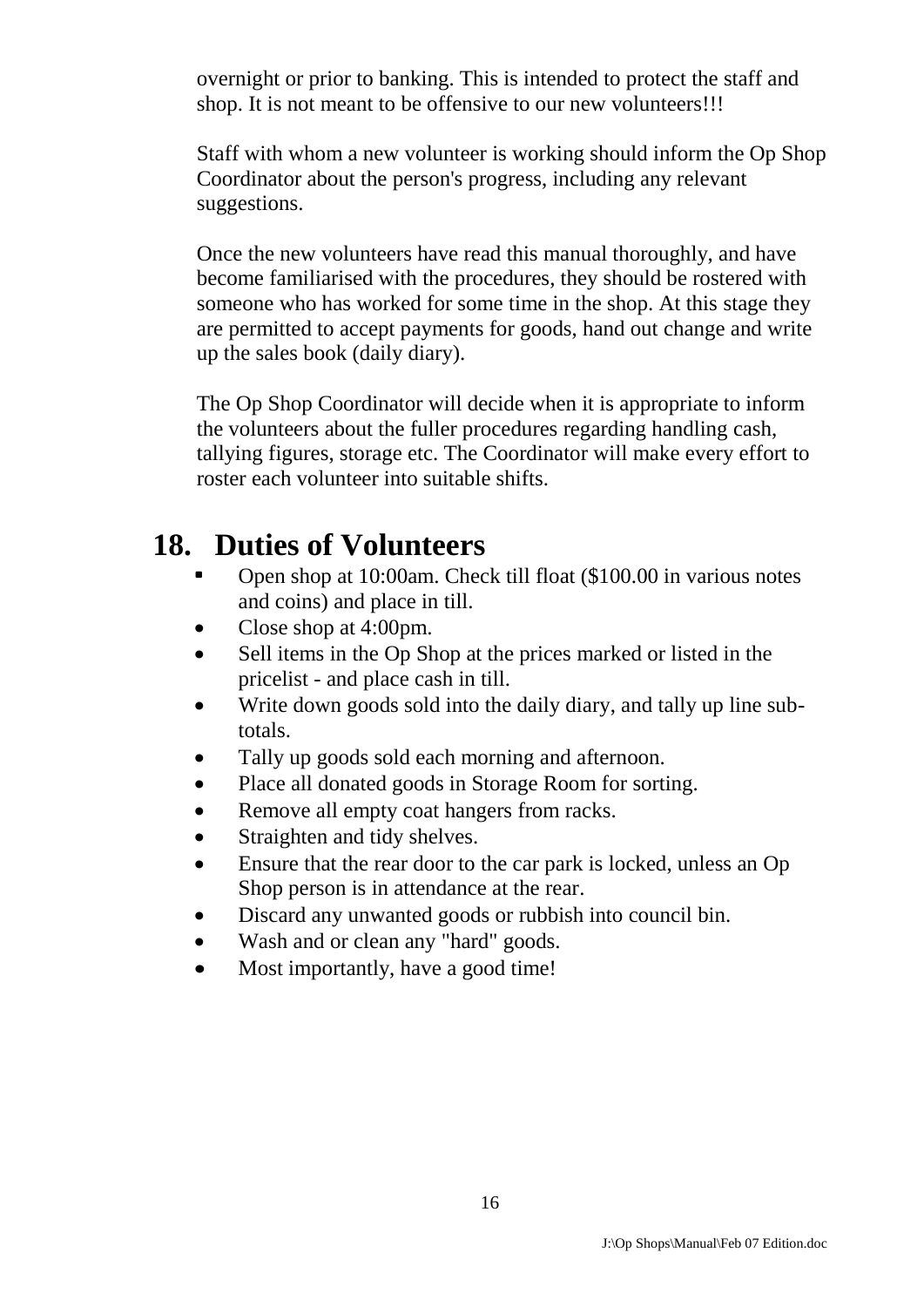overnight or prior to banking. This is intended to protect the staff and shop. It is not meant to be offensive to our new volunteers!!!

Staff with whom a new volunteer is working should inform the Op Shop Coordinator about the person's progress, including any relevant suggestions.

Once the new volunteers have read this manual thoroughly, and have become familiarised with the procedures, they should be rostered with someone who has worked for some time in the shop. At this stage they are permitted to accept payments for goods, hand out change and write up the sales book (daily diary).

The Op Shop Coordinator will decide when it is appropriate to inform the volunteers about the fuller procedures regarding handling cash, tallying figures, storage etc. The Coordinator will make every effort to roster each volunteer into suitable shifts.

## 18. Duties of Volunteers

- Open shop at 10:00am. Check till float ($100.00 in various notes and coins) and place in till.
- Close shop at 4:00pm.
- Sell items in the Op Shop at the prices marked or listed in the pricelist - and place cash in till.
- Write down goods sold into the daily diary, and tally up line sub-totals.
- Tally up goods sold each morning and afternoon.
- Place all donated goods in Storage Room for sorting.
- Remove all empty coat hangers from racks.
- Straighten and tidy shelves.
- Ensure that the rear door to the car park is locked, unless an Op Shop person is in attendance at the rear.
- Discard any unwanted goods or rubbish into council bin.
- Wash and or clean any "hard" goods.
- Most importantly, have a good time!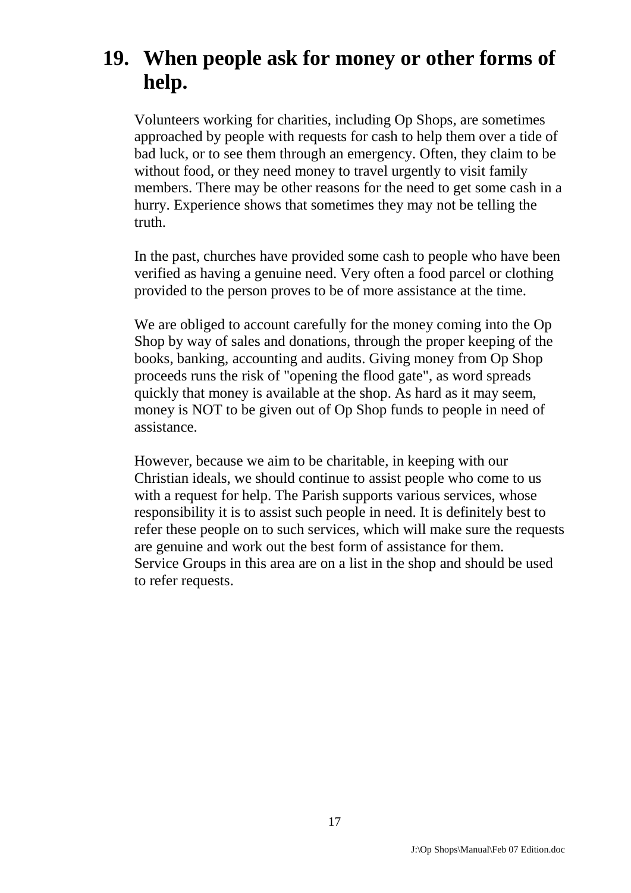## 19. When people ask for money or other forms of help.

Volunteers working for charities, including Op Shops, are sometimes approached by people with requests for cash to help them over a tide of bad luck, or to see them through an emergency. Often, they claim to be without food, or they need money to travel urgently to visit family members. There may be other reasons for the need to get some cash in a hurry. Experience shows that sometimes they may not be telling the truth.

In the past, churches have provided some cash to people who have been verified as having a genuine need. Very often a food parcel or clothing provided to the person proves to be of more assistance at the time.

We are obliged to account carefully for the money coming into the Op Shop by way of sales and donations, through the proper keeping of the books, banking, accounting and audits. Giving money from Op Shop proceeds runs the risk of "opening the flood gate", as word spreads quickly that money is available at the shop. As hard as it may seem, money is NOT to be given out of Op Shop funds to people in need of assistance.

However, because we aim to be charitable, in keeping with our Christian ideals, we should continue to assist people who come to us with a request for help. The Parish supports various services, whose responsibility it is to assist such people in need. It is definitely best to refer these people on to such services, which will make sure the requests are genuine and work out the best form of assistance for them. Service Groups in this area are on a list in the shop and should be used to refer requests.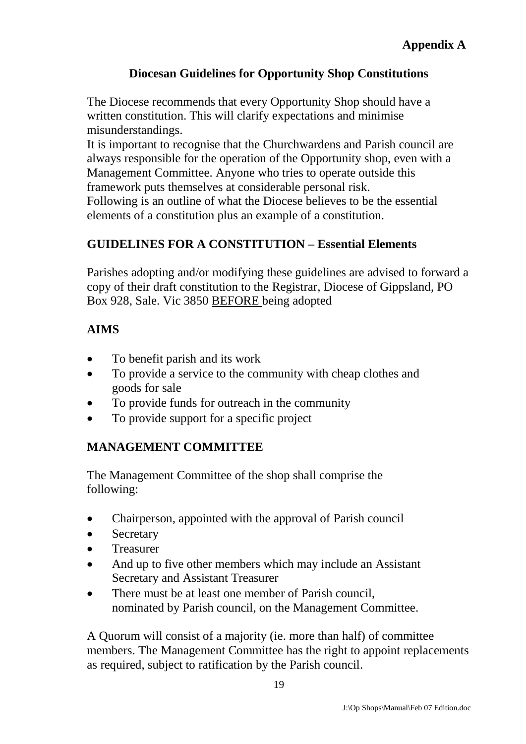**Appendix A**

## Diocesan Guidelines for Opportunity Shop Constitutions

The Diocese recommends that every Opportunity Shop should have a written constitution. This will clarify expectations and minimise misunderstandings.

It is important to recognise that the Churchwardens and Parish council are always responsible for the operation of the Opportunity shop, even with a Management Committee. Anyone who tries to operate outside this framework puts themselves at considerable personal risk.

Following is an outline of what the Diocese believes to be the essential elements of a constitution plus an example of a constitution.

### GUIDELINES FOR A CONSTITUTION – Essential Elements

Parishes adopting and/or modifying these guidelines are advised to forward a copy of their draft constitution to the Registrar, Diocese of Gippsland, PO Box 928, Sale. Vic 3850 <u>BEFORE</u> being adopted

### AIMS

- To benefit parish and its work
- To provide a service to the community with cheap clothes and goods for sale
- To provide funds for outreach in the community
- To provide support for a specific project

### MANAGEMENT COMMITTEE

The Management Committee of the shop shall comprise the following:

- Chairperson, appointed with the approval of Parish council
- Secretary
- Treasurer
- And up to five other members which may include an Assistant Secretary and Assistant Treasurer
- There must be at least one member of Parish council, nominated by Parish council, on the Management Committee.

A Quorum will consist of a majority (ie. more than half) of committee members. The Management Committee has the right to appoint replacements as required, subject to ratification by the Parish council.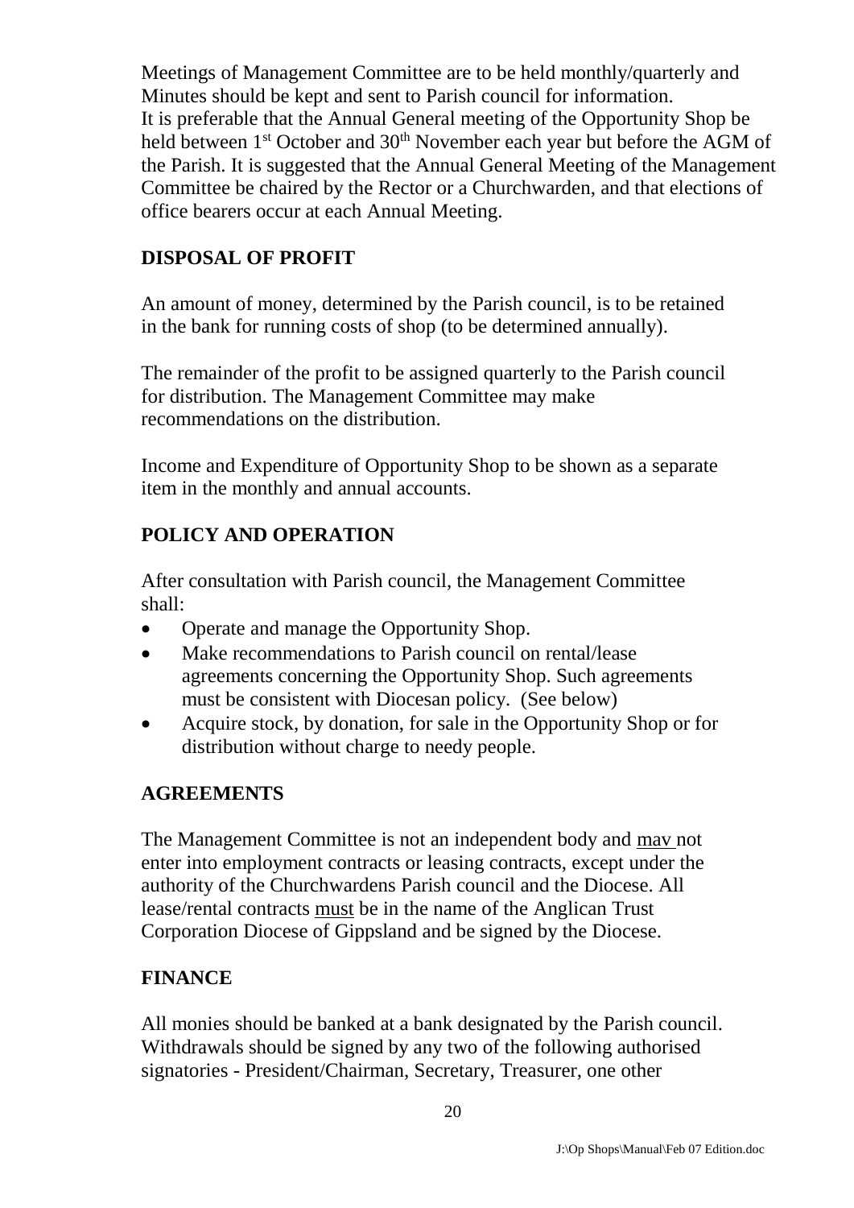Meetings of Management Committee are to be held monthly/quarterly and Minutes should be kept and sent to Parish council for information.
It is preferable that the Annual General meeting of the Opportunity Shop be held between 1st October and 30th November each year but before the AGM of the Parish. It is suggested that the Annual General Meeting of the Management Committee be chaired by the Rector or a Churchwarden, and that elections of office bearers occur at each Annual Meeting.

## DISPOSAL OF PROFIT

An amount of money, determined by the Parish council, is to be retained in the bank for running costs of shop (to be determined annually).

The remainder of the profit to be assigned quarterly to the Parish council for distribution. The Management Committee may make recommendations on the distribution.

Income and Expenditure of Opportunity Shop to be shown as a separate item in the monthly and annual accounts.

## POLICY AND OPERATION

After consultation with Parish council, the Management Committee shall:

- Operate and manage the Opportunity Shop.
- Make recommendations to Parish council on rental/lease agreements concerning the Opportunity Shop. Such agreements must be consistent with Diocesan policy. (See below)
- Acquire stock, by donation, for sale in the Opportunity Shop or for distribution without charge to needy people.

## AGREEMENTS

The Management Committee is not an independent body and mav not enter into employment contracts or leasing contracts, except under the authority of the Churchwardens Parish council and the Diocese. All lease/rental contracts must be in the name of the Anglican Trust Corporation Diocese of Gippsland and be signed by the Diocese.

## FINANCE

All monies should be banked at a bank designated by the Parish council. Withdrawals should be signed by any two of the following authorised signatories - President/Chairman, Secretary, Treasurer, one other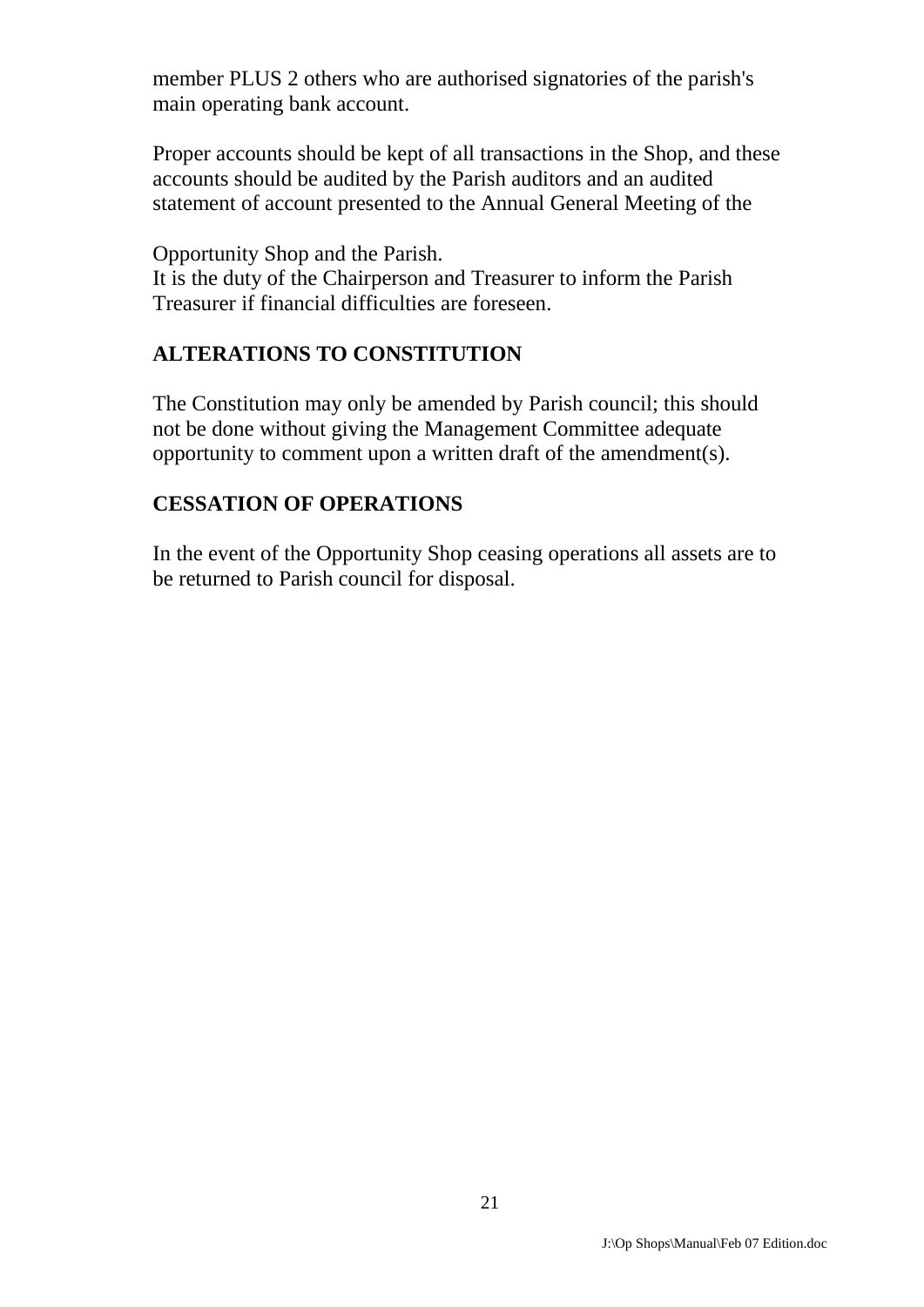member PLUS 2 others who are authorised signatories of the parish's main operating bank account.

Proper accounts should be kept of all transactions in the Shop, and these accounts should be audited by the Parish auditors and an audited statement of account presented to the Annual General Meeting of the

Opportunity Shop and the Parish.
It is the duty of the Chairperson and Treasurer to inform the Parish Treasurer if financial difficulties are foreseen.

## ALTERATIONS TO CONSTITUTION

The Constitution may only be amended by Parish council; this should not be done without giving the Management Committee adequate opportunity to comment upon a written draft of the amendment(s).

## CESSATION OF OPERATIONS

In the event of the Opportunity Shop ceasing operations all assets are to be returned to Parish council for disposal.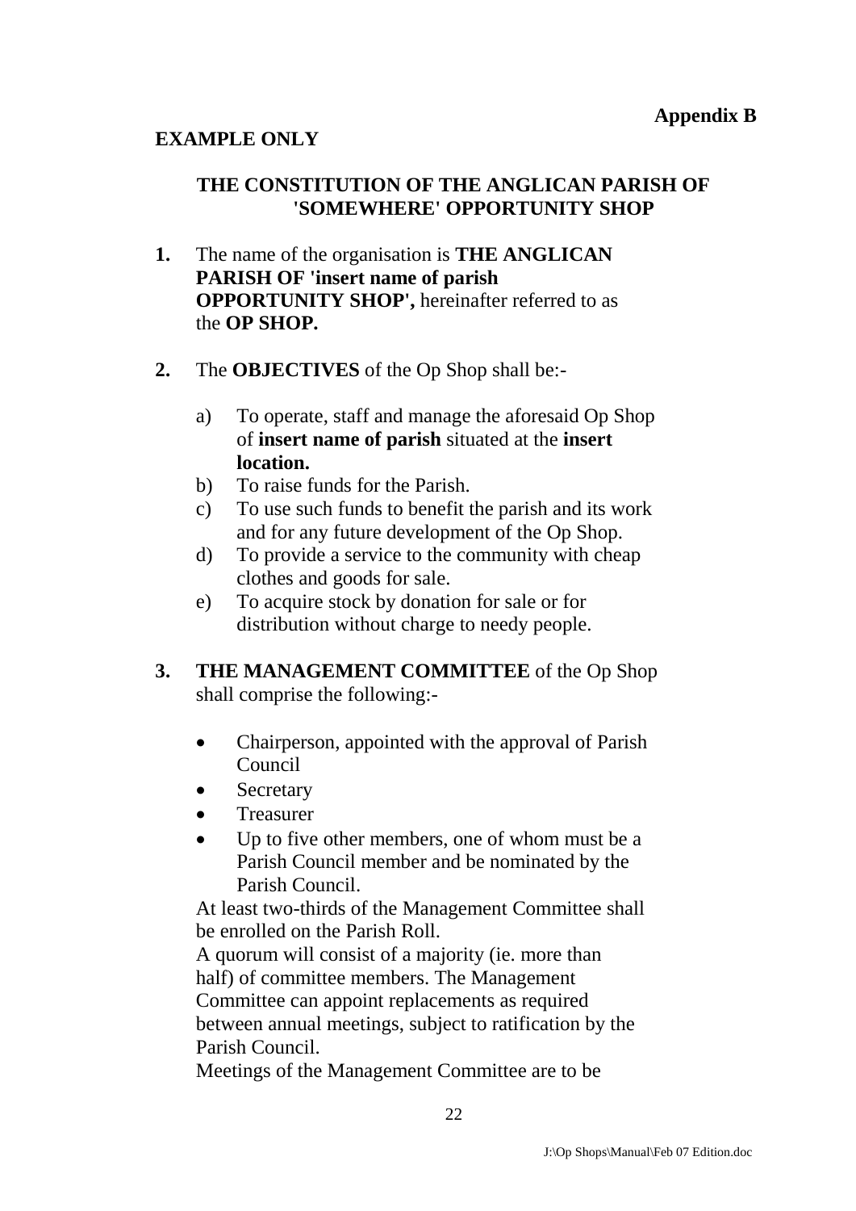**Appendix B**

**EXAMPLE ONLY**

## THE CONSTITUTION OF THE ANGLICAN PARISH OF 'SOMEWHERE' OPPORTUNITY SHOP

**1.** The name of the organisation is **THE ANGLICAN PARISH OF 'insert name of parish OPPORTUNITY SHOP',** hereinafter referred to as the **OP SHOP.**

**2.** The **OBJECTIVES** of the Op Shop shall be:-

a) To operate, staff and manage the aforesaid Op Shop of **insert name of parish** situated at the **insert location.**
b) To raise funds for the Parish.
c) To use such funds to benefit the parish and its work and for any future development of the Op Shop.
d) To provide a service to the community with cheap clothes and goods for sale.
e) To acquire stock by donation for sale or for distribution without charge to needy people.

**3.** **THE MANAGEMENT COMMITTEE** of the Op Shop shall comprise the following:-

- Chairperson, appointed with the approval of Parish Council
- Secretary
- Treasurer
- Up to five other members, one of whom must be a Parish Council member and be nominated by the Parish Council.

At least two-thirds of the Management Committee shall be enrolled on the Parish Roll.
A quorum will consist of a majority (ie. more than half) of committee members. The Management Committee can appoint replacements as required between annual meetings, subject to ratification by the Parish Council.
Meetings of the Management Committee are to be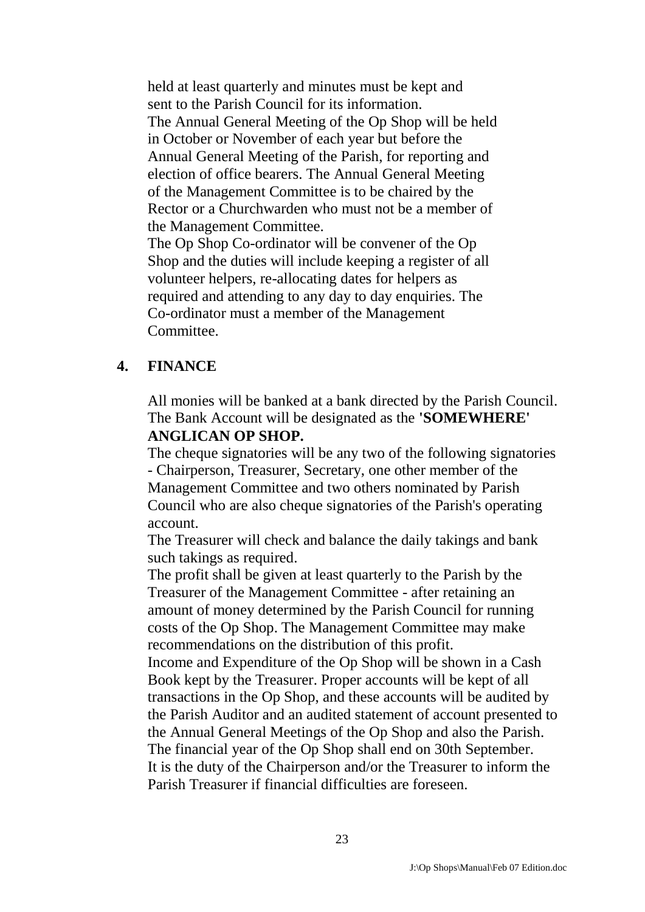held at least quarterly and minutes must be kept and sent to the Parish Council for its information.

The Annual General Meeting of the Op Shop will be held in October or November of each year but before the Annual General Meeting of the Parish, for reporting and election of office bearers. The Annual General Meeting of the Management Committee is to be chaired by the Rector or a Churchwarden who must not be a member of the Management Committee.

The Op Shop Co-ordinator will be convener of the Op Shop and the duties will include keeping a register of all volunteer helpers, re-allocating dates for helpers as required and attending to any day to day enquiries. The Co-ordinator must a member of the Management Committee.

## 4. FINANCE

All monies will be banked at a bank directed by the Parish Council. The Bank Account will be designated as the **'SOMEWHERE' ANGLICAN OP SHOP.**

The cheque signatories will be any two of the following signatories - Chairperson, Treasurer, Secretary, one other member of the Management Committee and two others nominated by Parish Council who are also cheque signatories of the Parish's operating account.

The Treasurer will check and balance the daily takings and bank such takings as required.

The profit shall be given at least quarterly to the Parish by the Treasurer of the Management Committee - after retaining an amount of money determined by the Parish Council for running costs of the Op Shop. The Management Committee may make recommendations on the distribution of this profit.

Income and Expenditure of the Op Shop will be shown in a Cash Book kept by the Treasurer. Proper accounts will be kept of all transactions in the Op Shop, and these accounts will be audited by the Parish Auditor and an audited statement of account presented to the Annual General Meetings of the Op Shop and also the Parish.

The financial year of the Op Shop shall end on 30th September.

It is the duty of the Chairperson and/or the Treasurer to inform the Parish Treasurer if financial difficulties are foreseen.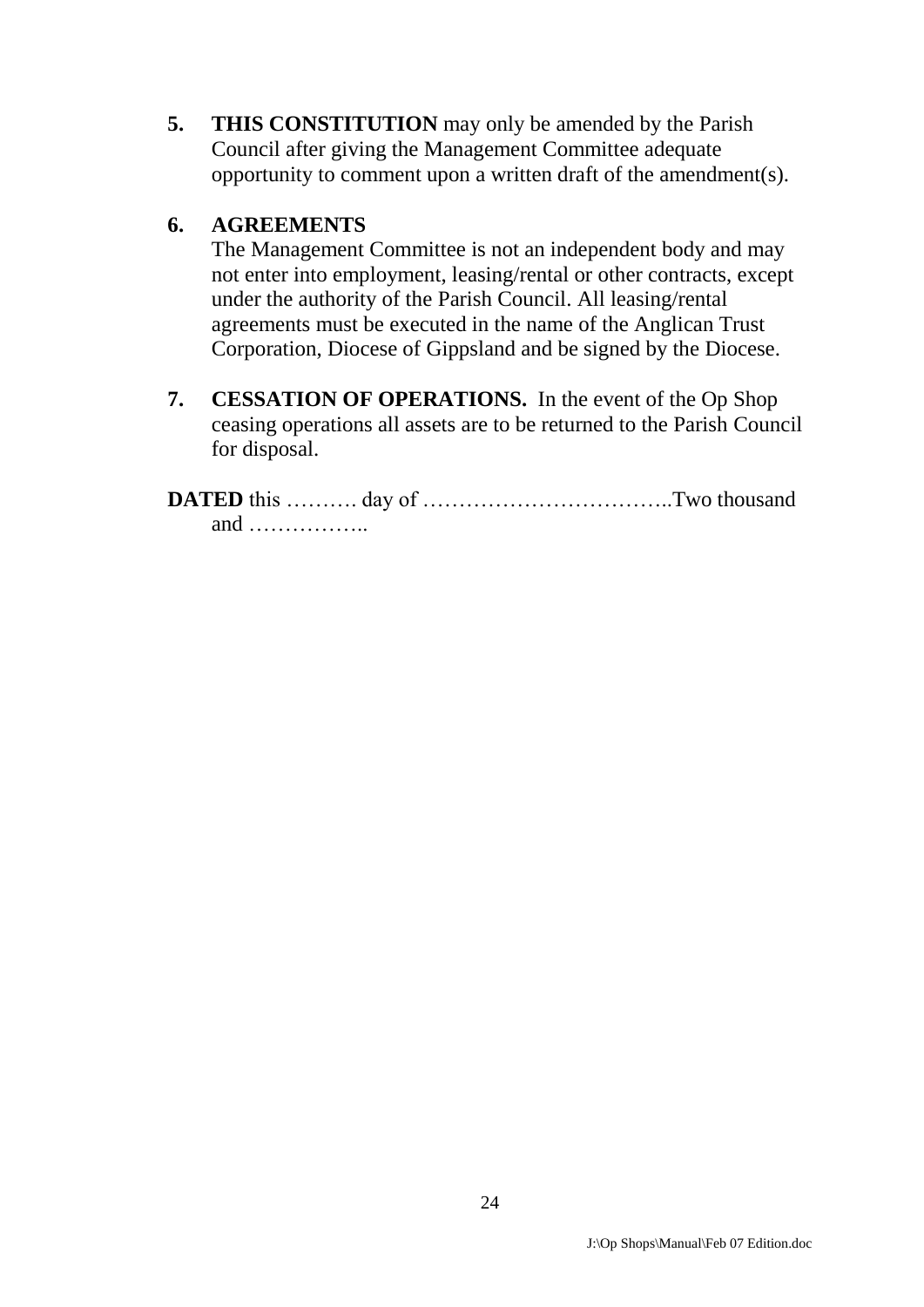5. **THIS CONSTITUTION** may only be amended by the Parish Council after giving the Management Committee adequate opportunity to comment upon a written draft of the amendment(s).

6. **AGREEMENTS**
   The Management Committee is not an independent body and may not enter into employment, leasing/rental or other contracts, except under the authority of the Parish Council. All leasing/rental agreements must be executed in the name of the Anglican Trust Corporation, Diocese of Gippsland and be signed by the Diocese.

7. **CESSATION OF OPERATIONS.** In the event of the Op Shop ceasing operations all assets are to be returned to the Parish Council for disposal.

**DATED** this ………. day of ……………………………..Two thousand and ……………..

J:\Op Shops\Manual\Feb 07 Edition.doc